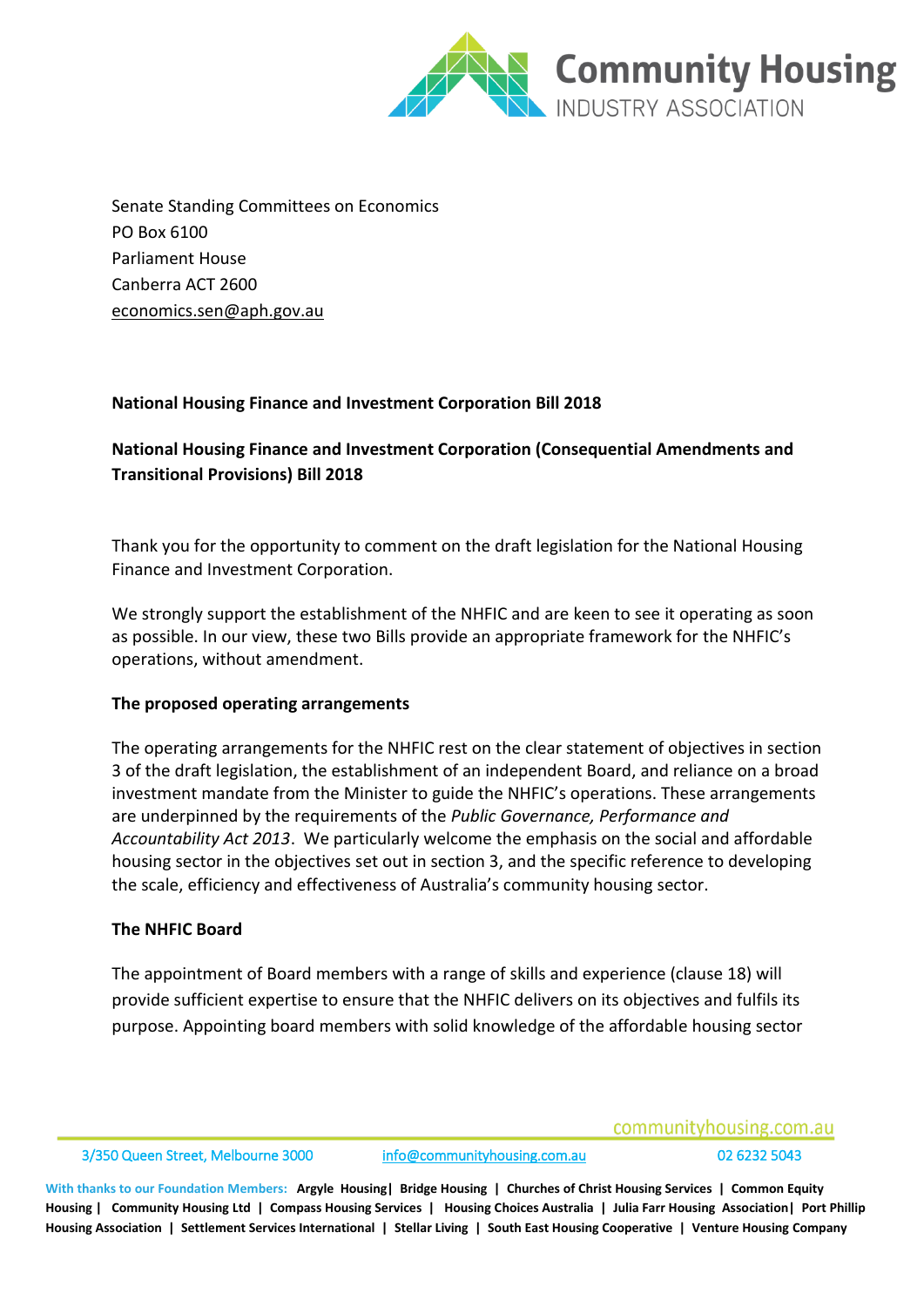Senate Standing Committees on Economics
PO Box 6100
Parliament House
Canberra ACT 2600
economics.sen@aph.gov.au

**National Housing Finance and Investment Corporation Bill 2018**

**National Housing Finance and Investment Corporation (Consequential Amendments and Transitional Provisions) Bill 2018**

Thank you for the opportunity to comment on the draft legislation for the National Housing Finance and Investment Corporation.

We strongly support the establishment of the NHFIC and are keen to see it operating as soon as possible. In our view, these two Bills provide an appropriate framework for the NHFIC's operations, without amendment.

**The proposed operating arrangements**

The operating arrangements for the NHFIC rest on the clear statement of objectives in section 3 of the draft legislation, the establishment of an independent Board, and reliance on a broad investment mandate from the Minister to guide the NHFIC's operations. These arrangements are underpinned by the requirements of the *Public Governance, Performance and Accountability Act 2013*. We particularly welcome the emphasis on the social and affordable housing sector in the objectives set out in section 3, and the specific reference to developing the scale, efficiency and effectiveness of Australia's community housing sector.

**The NHFIC Board**

The appointment of Board members with a range of skills and experience (clause 18) will provide sufficient expertise to ensure that the NHFIC delivers on its objectives and fulfils its purpose. Appointing board members with solid knowledge of the affordable housing sector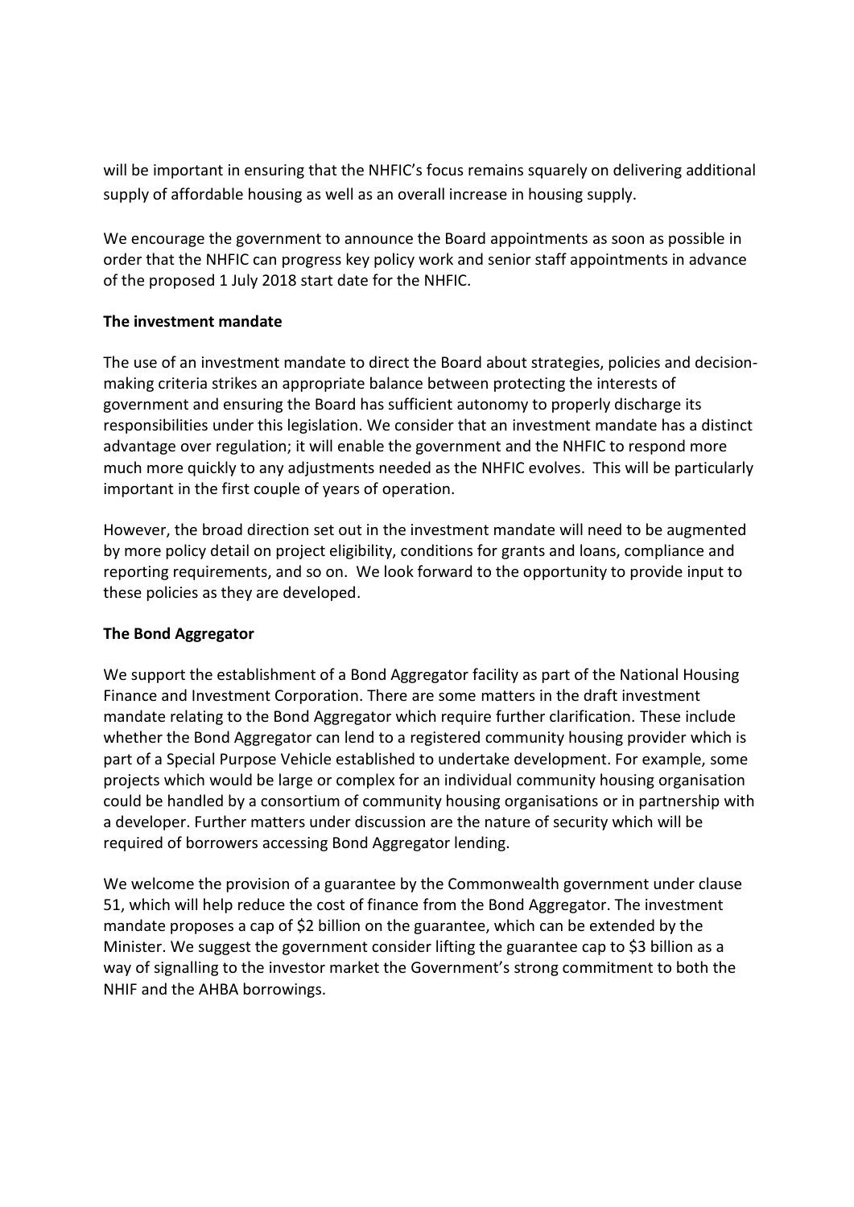will be important in ensuring that the NHFIC's focus remains squarely on delivering additional supply of affordable housing as well as an overall increase in housing supply.

We encourage the government to announce the Board appointments as soon as possible in order that the NHFIC can progress key policy work and senior staff appointments in advance of the proposed 1 July 2018 start date for the NHFIC.

**The investment mandate**

The use of an investment mandate to direct the Board about strategies, policies and decision-making criteria strikes an appropriate balance between protecting the interests of government and ensuring the Board has sufficient autonomy to properly discharge its responsibilities under this legislation. We consider that an investment mandate has a distinct advantage over regulation; it will enable the government and the NHFIC to respond more much more quickly to any adjustments needed as the NHFIC evolves. This will be particularly important in the first couple of years of operation.

However, the broad direction set out in the investment mandate will need to be augmented by more policy detail on project eligibility, conditions for grants and loans, compliance and reporting requirements, and so on. We look forward to the opportunity to provide input to these policies as they are developed.

**The Bond Aggregator**

We support the establishment of a Bond Aggregator facility as part of the National Housing Finance and Investment Corporation. There are some matters in the draft investment mandate relating to the Bond Aggregator which require further clarification. These include whether the Bond Aggregator can lend to a registered community housing provider which is part of a Special Purpose Vehicle established to undertake development. For example, some projects which would be large or complex for an individual community housing organisation could be handled by a consortium of community housing organisations or in partnership with a developer. Further matters under discussion are the nature of security which will be required of borrowers accessing Bond Aggregator lending.

We welcome the provision of a guarantee by the Commonwealth government under clause 51, which will help reduce the cost of finance from the Bond Aggregator. The investment mandate proposes a cap of $2 billion on the guarantee, which can be extended by the Minister. We suggest the government consider lifting the guarantee cap to $3 billion as a way of signalling to the investor market the Government's strong commitment to both the NHIF and the AHBA borrowings.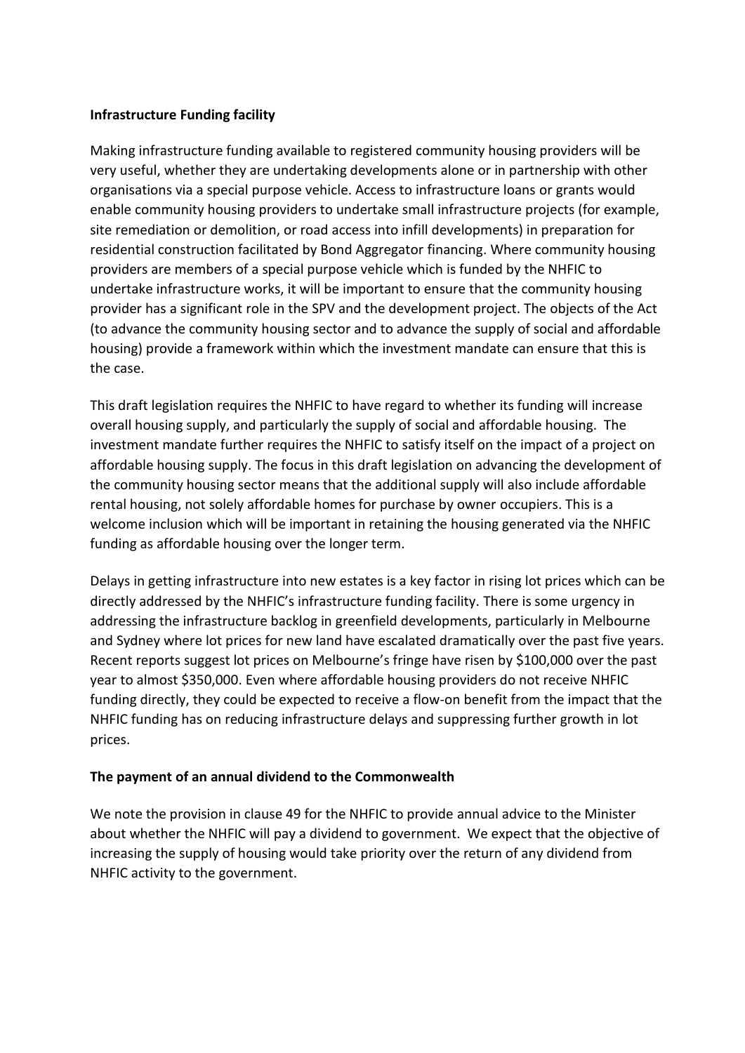**Infrastructure Funding facility**

Making infrastructure funding available to registered community housing providers will be very useful, whether they are undertaking developments alone or in partnership with other organisations via a special purpose vehicle. Access to infrastructure loans or grants would enable community housing providers to undertake small infrastructure projects (for example, site remediation or demolition, or road access into infill developments) in preparation for residential construction facilitated by Bond Aggregator financing. Where community housing providers are members of a special purpose vehicle which is funded by the NHFIC to undertake infrastructure works, it will be important to ensure that the community housing provider has a significant role in the SPV and the development project. The objects of the Act (to advance the community housing sector and to advance the supply of social and affordable housing) provide a framework within which the investment mandate can ensure that this is the case.

This draft legislation requires the NHFIC to have regard to whether its funding will increase overall housing supply, and particularly the supply of social and affordable housing. The investment mandate further requires the NHFIC to satisfy itself on the impact of a project on affordable housing supply. The focus in this draft legislation on advancing the development of the community housing sector means that the additional supply will also include affordable rental housing, not solely affordable homes for purchase by owner occupiers. This is a welcome inclusion which will be important in retaining the housing generated via the NHFIC funding as affordable housing over the longer term.

Delays in getting infrastructure into new estates is a key factor in rising lot prices which can be directly addressed by the NHFIC's infrastructure funding facility. There is some urgency in addressing the infrastructure backlog in greenfield developments, particularly in Melbourne and Sydney where lot prices for new land have escalated dramatically over the past five years. Recent reports suggest lot prices on Melbourne's fringe have risen by $100,000 over the past year to almost $350,000. Even where affordable housing providers do not receive NHFIC funding directly, they could be expected to receive a flow-on benefit from the impact that the NHFIC funding has on reducing infrastructure delays and suppressing further growth in lot prices.

**The payment of an annual dividend to the Commonwealth**

We note the provision in clause 49 for the NHFIC to provide annual advice to the Minister about whether the NHFIC will pay a dividend to government. We expect that the objective of increasing the supply of housing would take priority over the return of any dividend from NHFIC activity to the government.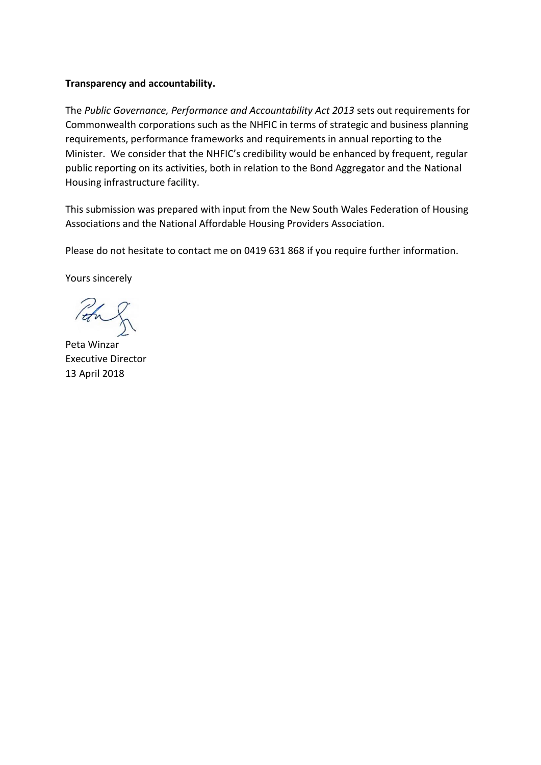**Transparency and accountability.**

The *Public Governance, Performance and Accountability Act 2013* sets out requirements for Commonwealth corporations such as the NHFIC in terms of strategic and business planning requirements, performance frameworks and requirements in annual reporting to the Minister. We consider that the NHFIC's credibility would be enhanced by frequent, regular public reporting on its activities, both in relation to the Bond Aggregator and the National Housing infrastructure facility.

This submission was prepared with input from the New South Wales Federation of Housing Associations and the National Affordable Housing Providers Association.

Please do not hesitate to contact me on 0419 631 868 if you require further information.

Yours sincerely

Peta Winzar
Executive Director
13 April 2018